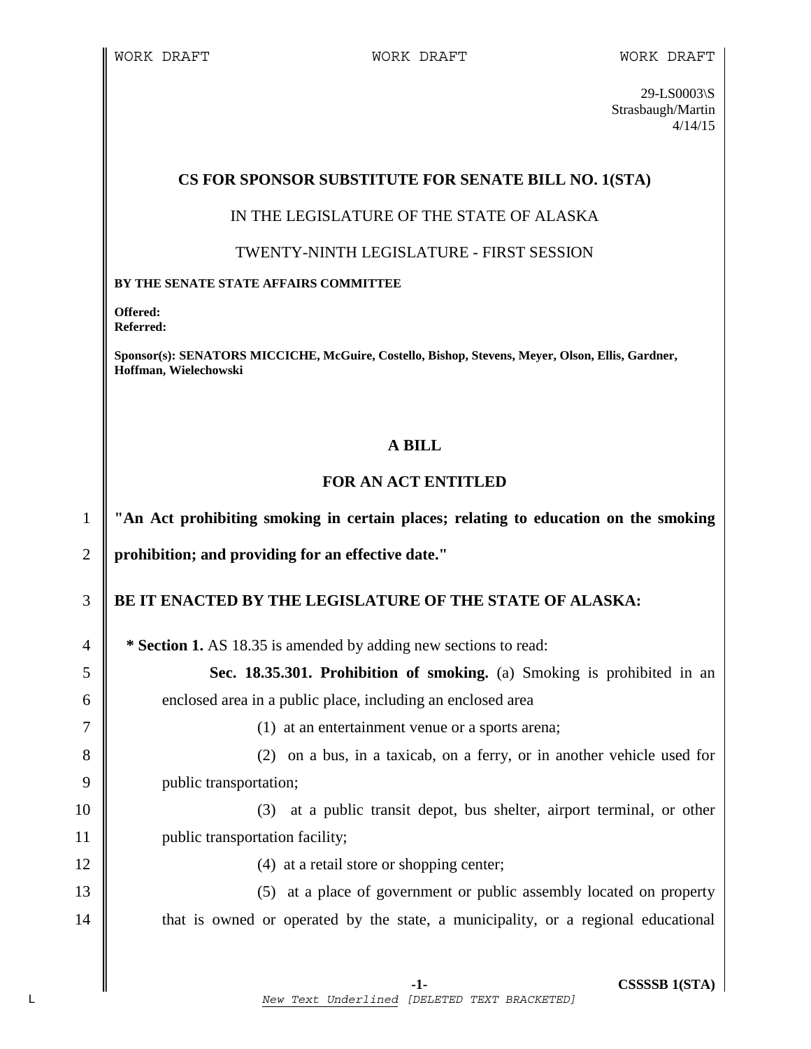WORK DRAFT WORK DRAFT WORK DRAFT

29-LS0003\S
Strasbaugh/Martin
4/14/15

## CS FOR SPONSOR SUBSTITUTE FOR SENATE BILL NO. 1(STA)

IN THE LEGISLATURE OF THE STATE OF ALASKA

TWENTY-NINTH LEGISLATURE - FIRST SESSION

**BY THE SENATE STATE AFFAIRS COMMITTEE**

**Offered:**
**Referred:**

**Sponsor(s): SENATORS MICCICHE, McGuire, Costello, Bishop, Stevens, Meyer, Olson, Ellis, Gardner, Hoffman, Wielechowski**

## A BILL

## FOR AN ACT ENTITLED

**"An Act prohibiting smoking in certain places; relating to education on the smoking prohibition; and providing for an effective date."**

**BE IT ENACTED BY THE LEGISLATURE OF THE STATE OF ALASKA:**

**\* Section 1.** AS 18.35 is amended by adding new sections to read:

**Sec. 18.35.301. Prohibition of smoking.** (a) Smoking is prohibited in an enclosed area in a public place, including an enclosed area

(1) at an entertainment venue or a sports arena;

(2) on a bus, in a taxicab, on a ferry, or in another vehicle used for public transportation;

(3) at a public transit depot, bus shelter, airport terminal, or other public transportation facility;

(4) at a retail store or shopping center;

(5) at a place of government or public assembly located on property that is owned or operated by the state, a municipality, or a regional educational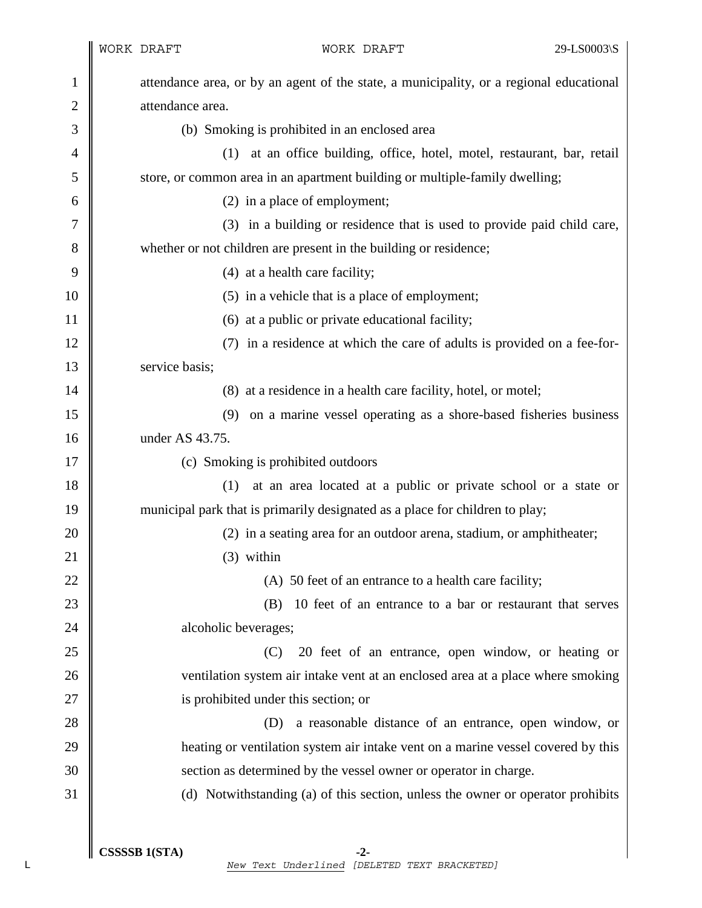attendance area, or by an agent of the state, a municipality, or a regional educational attendance area.

(b) Smoking is prohibited in an enclosed area

(1) at an office building, office, hotel, motel, restaurant, bar, retail store, or common area in an apartment building or multiple-family dwelling;

(2) in a place of employment;

(3) in a building or residence that is used to provide paid child care, whether or not children are present in the building or residence;

(4) at a health care facility;

(5) in a vehicle that is a place of employment;

(6) at a public or private educational facility;

(7) in a residence at which the care of adults is provided on a fee-for-service basis;

(8) at a residence in a health care facility, hotel, or motel;

(9) on a marine vessel operating as a shore-based fisheries business under AS 43.75.

(c) Smoking is prohibited outdoors

(1) at an area located at a public or private school or a state or municipal park that is primarily designated as a place for children to play;

(2) in a seating area for an outdoor arena, stadium, or amphitheater;

(3) within

(A) 50 feet of an entrance to a health care facility;

(B) 10 feet of an entrance to a bar or restaurant that serves alcoholic beverages;

(C) 20 feet of an entrance, open window, or heating or ventilation system air intake vent at an enclosed area at a place where smoking is prohibited under this section; or

(D) a reasonable distance of an entrance, open window, or heating or ventilation system air intake vent on a marine vessel covered by this section as determined by the vessel owner or operator in charge.

(d) Notwithstanding (a) of this section, unless the owner or operator prohibits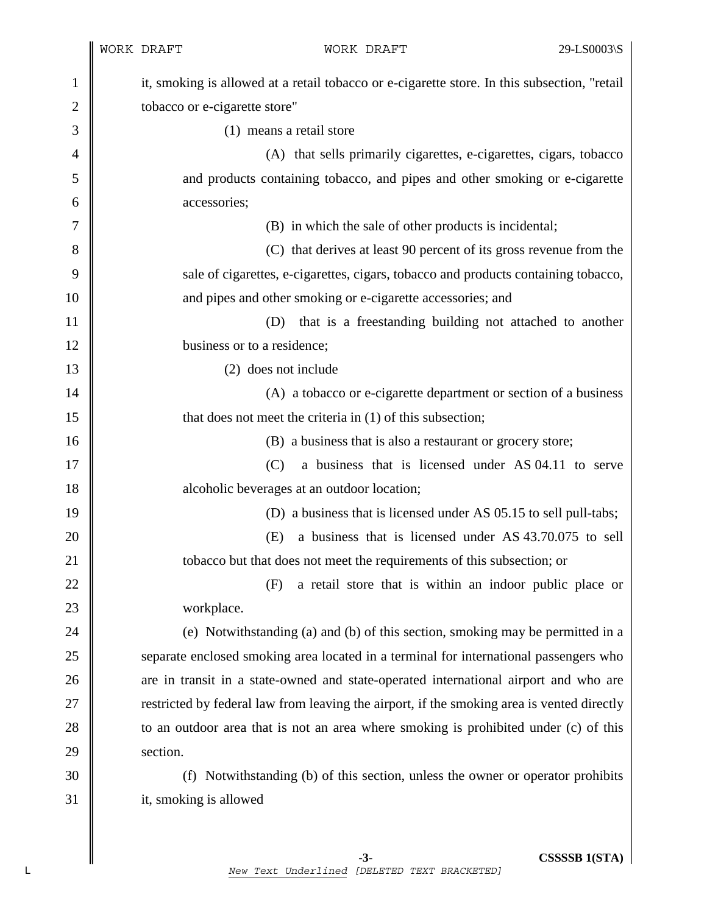it, smoking is allowed at a retail tobacco or e-cigarette store. In this subsection, "retail tobacco or e-cigarette store"

(1) means a retail store

(A) that sells primarily cigarettes, e-cigarettes, cigars, tobacco and products containing tobacco, and pipes and other smoking or e-cigarette accessories;

(B) in which the sale of other products is incidental;

(C) that derives at least 90 percent of its gross revenue from the sale of cigarettes, e-cigarettes, cigars, tobacco and products containing tobacco, and pipes and other smoking or e-cigarette accessories; and

(D) that is a freestanding building not attached to another business or to a residence;

(2) does not include

(A) a tobacco or e-cigarette department or section of a business that does not meet the criteria in (1) of this subsection;

(B) a business that is also a restaurant or grocery store;

(C) a business that is licensed under AS 04.11 to serve alcoholic beverages at an outdoor location;

(D) a business that is licensed under AS 05.15 to sell pull-tabs;

(E) a business that is licensed under AS 43.70.075 to sell tobacco but that does not meet the requirements of this subsection; or

(F) a retail store that is within an indoor public place or workplace.

(e) Notwithstanding (a) and (b) of this section, smoking may be permitted in a separate enclosed smoking area located in a terminal for international passengers who are in transit in a state-owned and state-operated international airport and who are restricted by federal law from leaving the airport, if the smoking area is vented directly to an outdoor area that is not an area where smoking is prohibited under (c) of this section.

(f) Notwithstanding (b) of this section, unless the owner or operator prohibits it, smoking is allowed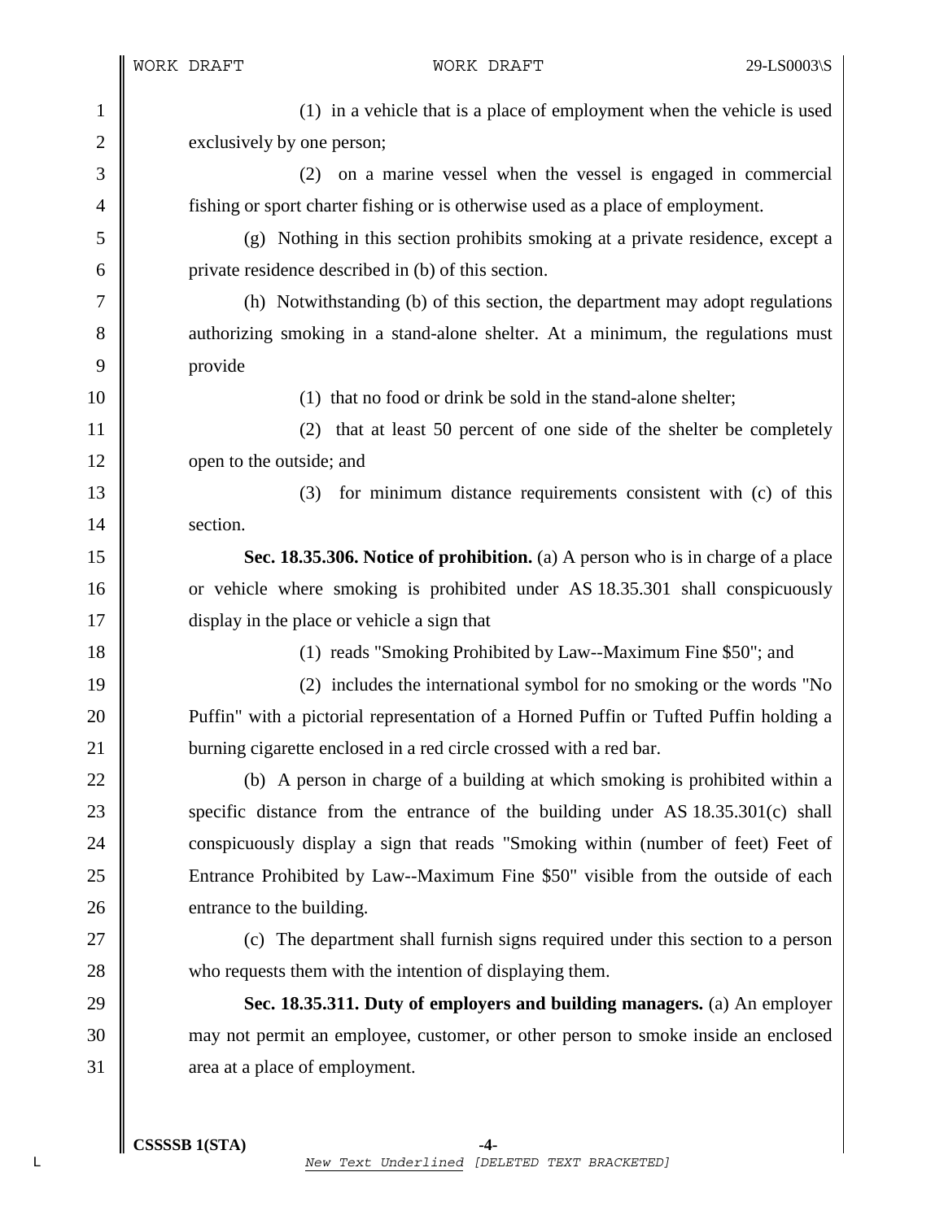(1) in a vehicle that is a place of employment when the vehicle is used exclusively by one person;

(2) on a marine vessel when the vessel is engaged in commercial fishing or sport charter fishing or is otherwise used as a place of employment.

(g) Nothing in this section prohibits smoking at a private residence, except a private residence described in (b) of this section.

(h) Notwithstanding (b) of this section, the department may adopt regulations authorizing smoking in a stand-alone shelter. At a minimum, the regulations must provide

(1) that no food or drink be sold in the stand-alone shelter;

(2) that at least 50 percent of one side of the shelter be completely open to the outside; and

(3) for minimum distance requirements consistent with (c) of this section.

**Sec. 18.35.306. Notice of prohibition.** (a) A person who is in charge of a place or vehicle where smoking is prohibited under AS 18.35.301 shall conspicuously display in the place or vehicle a sign that

(1) reads "Smoking Prohibited by Law--Maximum Fine $50"; and

(2) includes the international symbol for no smoking or the words "No Puffin" with a pictorial representation of a Horned Puffin or Tufted Puffin holding a burning cigarette enclosed in a red circle crossed with a red bar.

(b) A person in charge of a building at which smoking is prohibited within a specific distance from the entrance of the building under AS 18.35.301(c) shall conspicuously display a sign that reads "Smoking within (number of feet) Feet of Entrance Prohibited by Law--Maximum Fine $50" visible from the outside of each entrance to the building.

(c) The department shall furnish signs required under this section to a person who requests them with the intention of displaying them.

**Sec. 18.35.311. Duty of employers and building managers.** (a) An employer may not permit an employee, customer, or other person to smoke inside an enclosed area at a place of employment.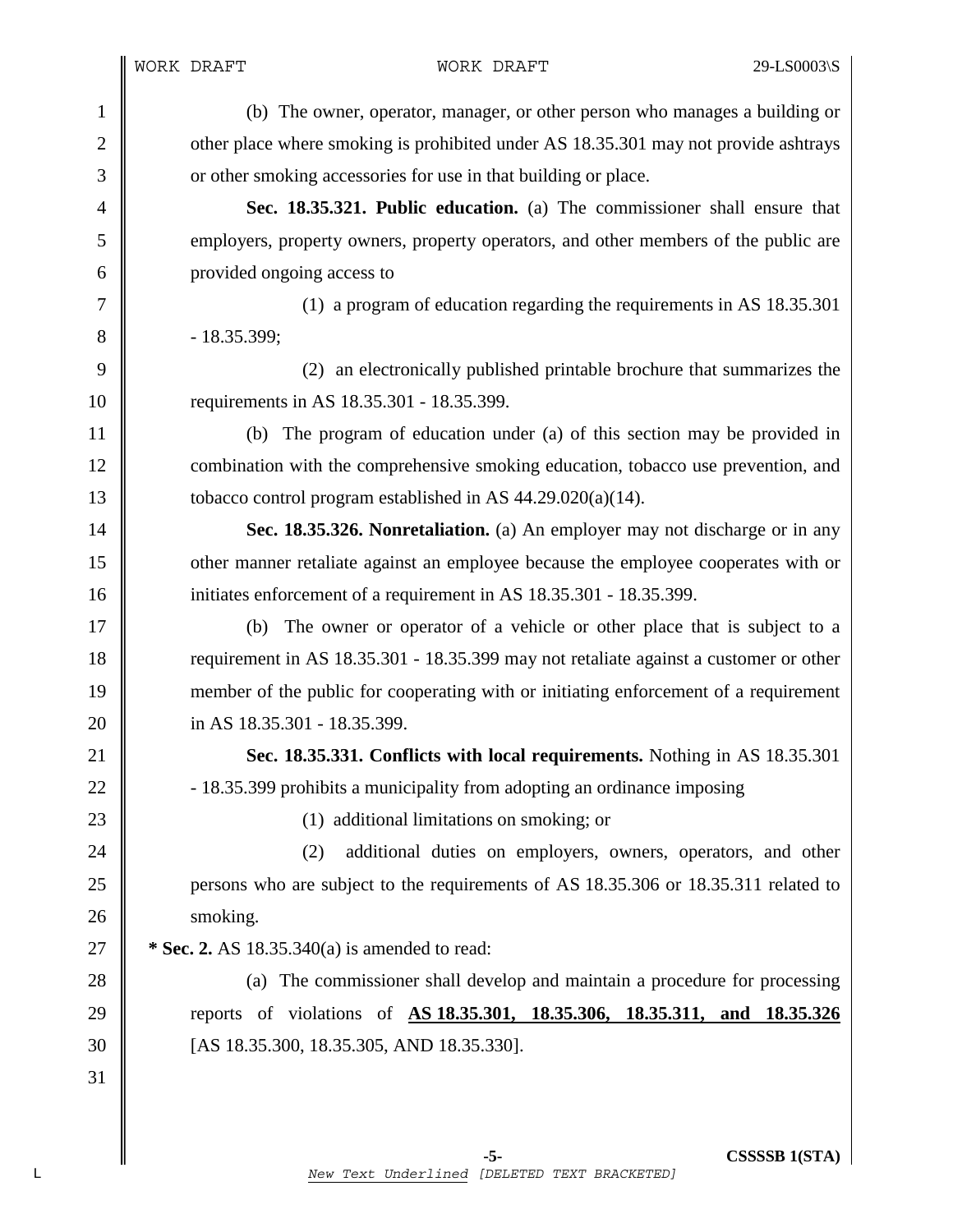(b) The owner, operator, manager, or other person who manages a building or other place where smoking is prohibited under AS 18.35.301 may not provide ashtrays or other smoking accessories for use in that building or place.

**Sec. 18.35.321. Public education.** (a) The commissioner shall ensure that employers, property owners, property operators, and other members of the public are provided ongoing access to

(1) a program of education regarding the requirements in AS 18.35.301 - 18.35.399;

(2) an electronically published printable brochure that summarizes the requirements in AS 18.35.301 - 18.35.399.

(b) The program of education under (a) of this section may be provided in combination with the comprehensive smoking education, tobacco use prevention, and tobacco control program established in AS 44.29.020(a)(14).

**Sec. 18.35.326. Nonretaliation.** (a) An employer may not discharge or in any other manner retaliate against an employee because the employee cooperates with or initiates enforcement of a requirement in AS 18.35.301 - 18.35.399.

(b) The owner or operator of a vehicle or other place that is subject to a requirement in AS 18.35.301 - 18.35.399 may not retaliate against a customer or other member of the public for cooperating with or initiating enforcement of a requirement in AS 18.35.301 - 18.35.399.

**Sec. 18.35.331. Conflicts with local requirements.** Nothing in AS 18.35.301 - 18.35.399 prohibits a municipality from adopting an ordinance imposing

(1) additional limitations on smoking; or

(2) additional duties on employers, owners, operators, and other persons who are subject to the requirements of AS 18.35.306 or 18.35.311 related to smoking.

**\* Sec. 2.** AS 18.35.340(a) is amended to read:

(a) The commissioner shall develop and maintain a procedure for processing reports of violations of **AS 18.35.301, 18.35.306, 18.35.311, and 18.35.326** [AS 18.35.300, 18.35.305, AND 18.35.330].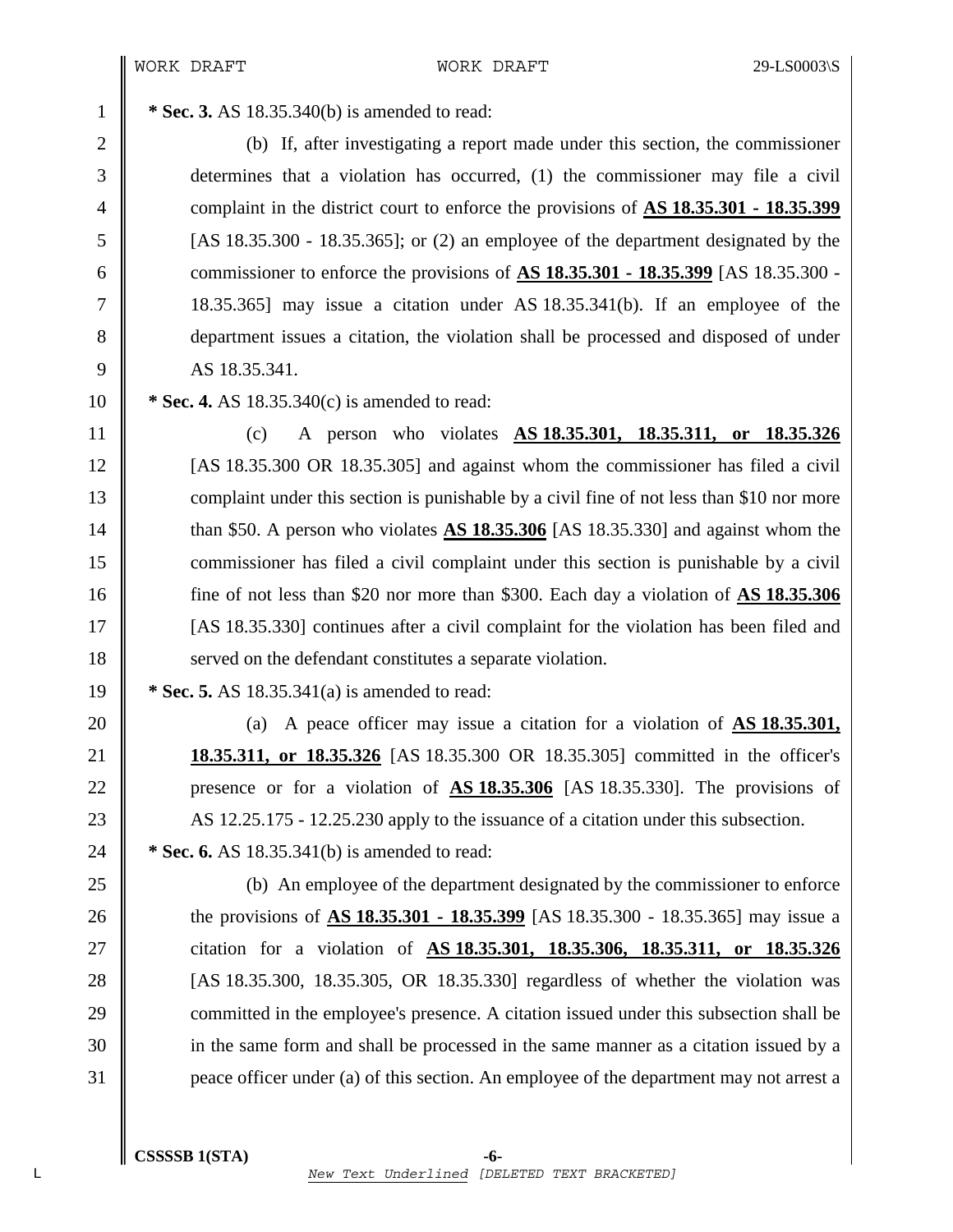**\* Sec. 3.** AS 18.35.340(b) is amended to read:

(b) If, after investigating a report made under this section, the commissioner determines that a violation has occurred, (1) the commissioner may file a civil complaint in the district court to enforce the provisions of **AS 18.35.301 - 18.35.399** [AS 18.35.300 - 18.35.365]; or (2) an employee of the department designated by the commissioner to enforce the provisions of **AS 18.35.301 - 18.35.399** [AS 18.35.300 - 18.35.365] may issue a citation under AS 18.35.341(b). If an employee of the department issues a citation, the violation shall be processed and disposed of under AS 18.35.341.

**\* Sec. 4.** AS 18.35.340(c) is amended to read:

(c) A person who violates **AS 18.35.301, 18.35.311, or 18.35.326** [AS 18.35.300 OR 18.35.305] and against whom the commissioner has filed a civil complaint under this section is punishable by a civil fine of not less than $10 nor more than $50. A person who violates **AS 18.35.306** [AS 18.35.330] and against whom the commissioner has filed a civil complaint under this section is punishable by a civil fine of not less than $20 nor more than $300. Each day a violation of **AS 18.35.306** [AS 18.35.330] continues after a civil complaint for the violation has been filed and served on the defendant constitutes a separate violation.

**\* Sec. 5.** AS 18.35.341(a) is amended to read:

(a) A peace officer may issue a citation for a violation of **AS 18.35.301, 18.35.311, or 18.35.326** [AS 18.35.300 OR 18.35.305] committed in the officer's presence or for a violation of **AS 18.35.306** [AS 18.35.330]. The provisions of AS 12.25.175 - 12.25.230 apply to the issuance of a citation under this subsection.

**\* Sec. 6.** AS 18.35.341(b) is amended to read:

(b) An employee of the department designated by the commissioner to enforce the provisions of **AS 18.35.301 - 18.35.399** [AS 18.35.300 - 18.35.365] may issue a citation for a violation of **AS 18.35.301, 18.35.306, 18.35.311, or 18.35.326** [AS 18.35.300, 18.35.305, OR 18.35.330] regardless of whether the violation was committed in the employee's presence. A citation issued under this subsection shall be in the same form and shall be processed in the same manner as a citation issued by a peace officer under (a) of this section. An employee of the department may not arrest a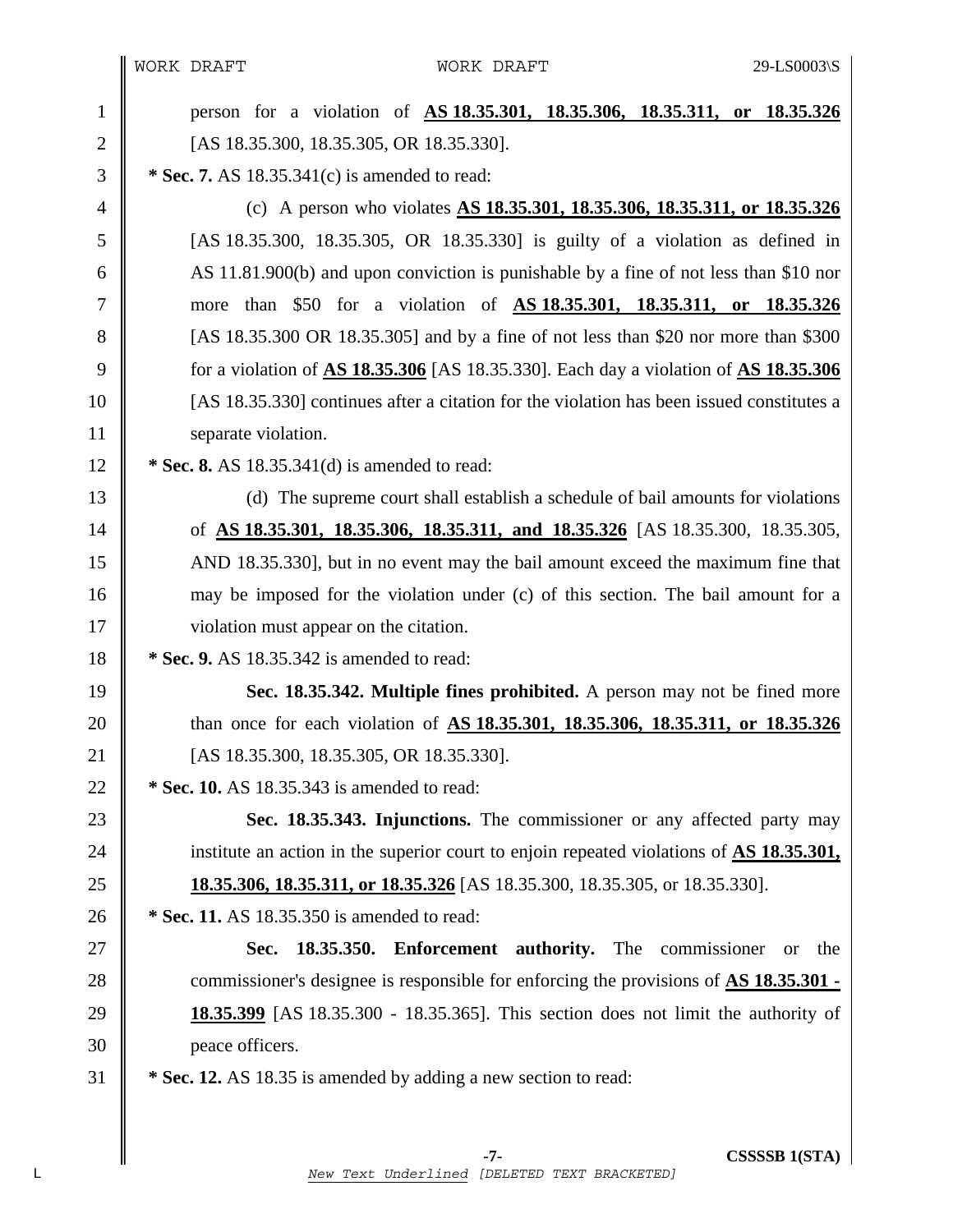person for a violation of **AS 18.35.301, 18.35.306, 18.35.311, or 18.35.326** [AS 18.35.300, 18.35.305, OR 18.35.330].

**\* Sec. 7.** AS 18.35.341(c) is amended to read:

(c) A person who violates **AS 18.35.301, 18.35.306, 18.35.311, or 18.35.326** [AS 18.35.300, 18.35.305, OR 18.35.330] is guilty of a violation as defined in AS 11.81.900(b) and upon conviction is punishable by a fine of not less than $10 nor more than $50 for a violation of **AS 18.35.301, 18.35.311, or 18.35.326** [AS 18.35.300 OR 18.35.305] and by a fine of not less than $20 nor more than $300 for a violation of **AS 18.35.306** [AS 18.35.330]. Each day a violation of **AS 18.35.306** [AS 18.35.330] continues after a citation for the violation has been issued constitutes a separate violation.

**\* Sec. 8.** AS 18.35.341(d) is amended to read:

(d) The supreme court shall establish a schedule of bail amounts for violations of **AS 18.35.301, 18.35.306, 18.35.311, and 18.35.326** [AS 18.35.300, 18.35.305, AND 18.35.330], but in no event may the bail amount exceed the maximum fine that may be imposed for the violation under (c) of this section. The bail amount for a violation must appear on the citation.

**\* Sec. 9.** AS 18.35.342 is amended to read:

**Sec. 18.35.342. Multiple fines prohibited.** A person may not be fined more than once for each violation of **AS 18.35.301, 18.35.306, 18.35.311, or 18.35.326** [AS 18.35.300, 18.35.305, OR 18.35.330].

**\* Sec. 10.** AS 18.35.343 is amended to read:

**Sec. 18.35.343. Injunctions.** The commissioner or any affected party may institute an action in the superior court to enjoin repeated violations of **AS 18.35.301, 18.35.306, 18.35.311, or 18.35.326** [AS 18.35.300, 18.35.305, or 18.35.330].

**\* Sec. 11.** AS 18.35.350 is amended to read:

**Sec. 18.35.350. Enforcement authority.** The commissioner or the commissioner's designee is responsible for enforcing the provisions of **AS 18.35.301 - 18.35.399** [AS 18.35.300 - 18.35.365]. This section does not limit the authority of peace officers.

**\* Sec. 12.** AS 18.35 is amended by adding a new section to read: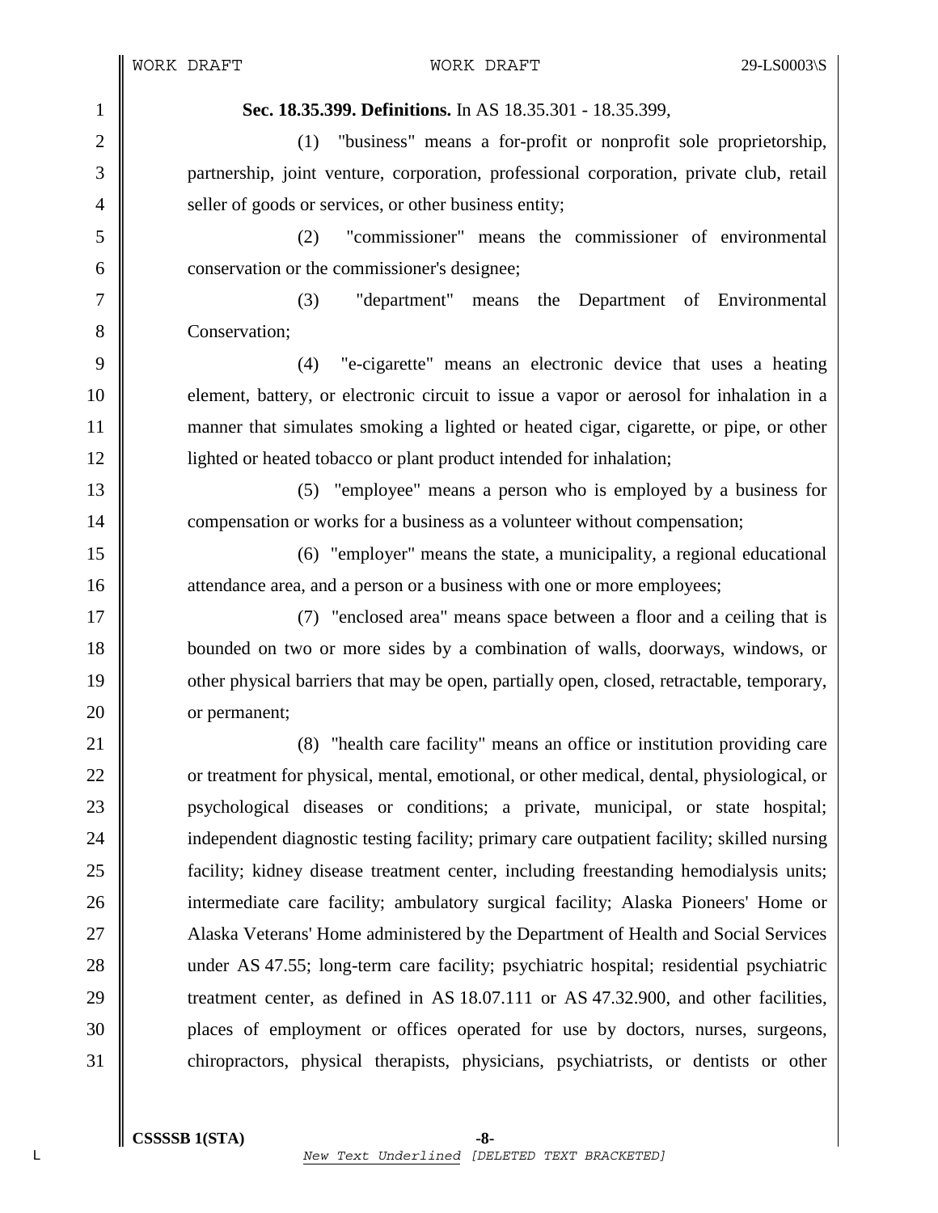**Sec. 18.35.399. Definitions.** In AS 18.35.301 - 18.35.399,

(1) "business" means a for-profit or nonprofit sole proprietorship, partnership, joint venture, corporation, professional corporation, private club, retail seller of goods or services, or other business entity;

(2) "commissioner" means the commissioner of environmental conservation or the commissioner's designee;

(3) "department" means the Department of Environmental Conservation;

(4) "e-cigarette" means an electronic device that uses a heating element, battery, or electronic circuit to issue a vapor or aerosol for inhalation in a manner that simulates smoking a lighted or heated cigar, cigarette, or pipe, or other lighted or heated tobacco or plant product intended for inhalation;

(5) "employee" means a person who is employed by a business for compensation or works for a business as a volunteer without compensation;

(6) "employer" means the state, a municipality, a regional educational attendance area, and a person or a business with one or more employees;

(7) "enclosed area" means space between a floor and a ceiling that is bounded on two or more sides by a combination of walls, doorways, windows, or other physical barriers that may be open, partially open, closed, retractable, temporary, or permanent;

(8) "health care facility" means an office or institution providing care or treatment for physical, mental, emotional, or other medical, dental, physiological, or psychological diseases or conditions; a private, municipal, or state hospital; independent diagnostic testing facility; primary care outpatient facility; skilled nursing facility; kidney disease treatment center, including freestanding hemodialysis units; intermediate care facility; ambulatory surgical facility; Alaska Pioneers' Home or Alaska Veterans' Home administered by the Department of Health and Social Services under AS 47.55; long-term care facility; psychiatric hospital; residential psychiatric treatment center, as defined in AS 18.07.111 or AS 47.32.900, and other facilities, places of employment or offices operated for use by doctors, nurses, surgeons, chiropractors, physical therapists, physicians, psychiatrists, or dentists or other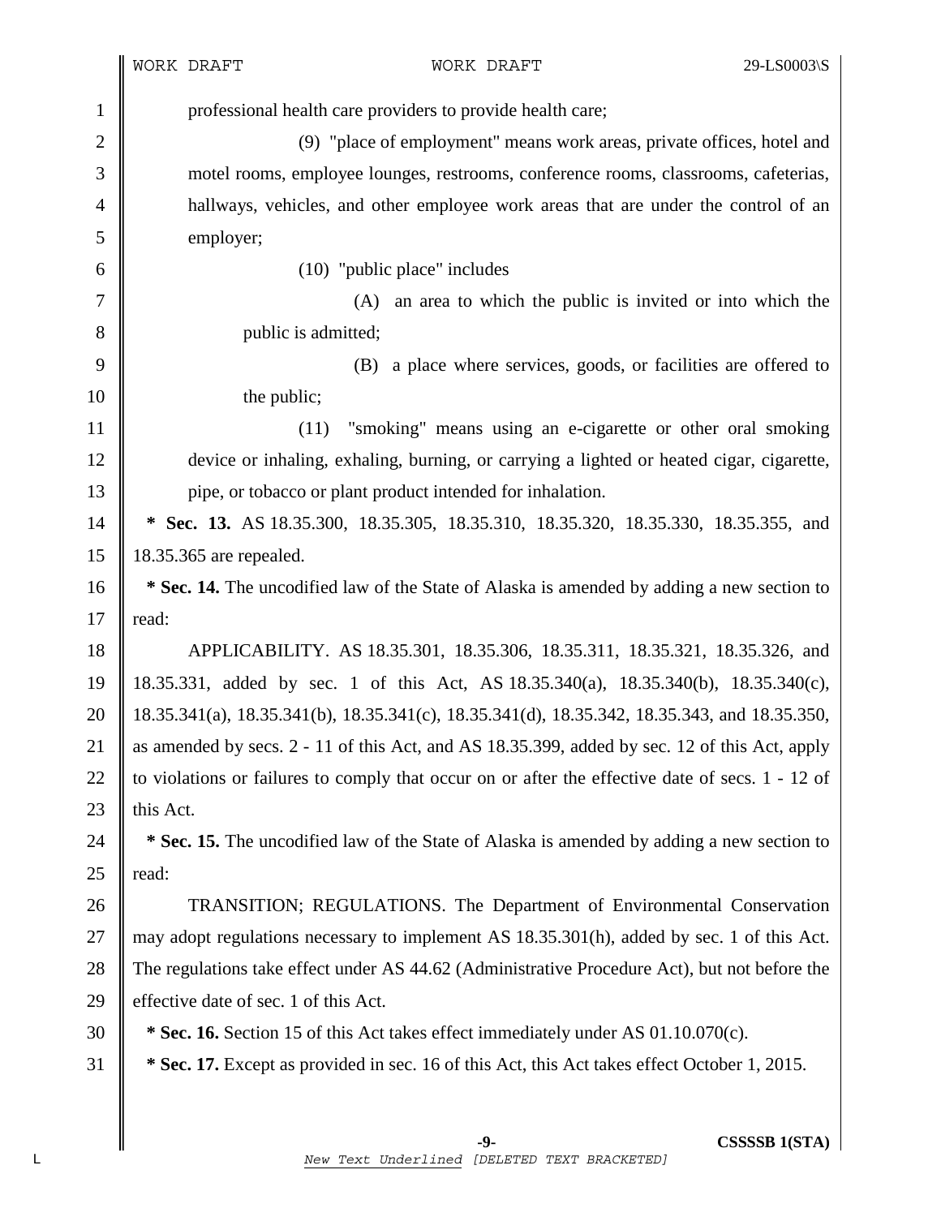professional health care providers to provide health care;

(9) "place of employment" means work areas, private offices, hotel and motel rooms, employee lounges, restrooms, conference rooms, classrooms, cafeterias, hallways, vehicles, and other employee work areas that are under the control of an employer;

(10) "public place" includes

(A) an area to which the public is invited or into which the public is admitted;

(B) a place where services, goods, or facilities are offered to the public;

(11) "smoking" means using an e-cigarette or other oral smoking device or inhaling, exhaling, burning, or carrying a lighted or heated cigar, cigarette, pipe, or tobacco or plant product intended for inhalation.

**\* Sec. 13.** AS 18.35.300, 18.35.305, 18.35.310, 18.35.320, 18.35.330, 18.35.355, and 18.35.365 are repealed.

**\* Sec. 14.** The uncodified law of the State of Alaska is amended by adding a new section to read:

APPLICABILITY. AS 18.35.301, 18.35.306, 18.35.311, 18.35.321, 18.35.326, and 18.35.331, added by sec. 1 of this Act, AS 18.35.340(a), 18.35.340(b), 18.35.340(c), 18.35.341(a), 18.35.341(b), 18.35.341(c), 18.35.341(d), 18.35.342, 18.35.343, and 18.35.350, as amended by secs. 2 - 11 of this Act, and AS 18.35.399, added by sec. 12 of this Act, apply to violations or failures to comply that occur on or after the effective date of secs. 1 - 12 of this Act.

**\* Sec. 15.** The uncodified law of the State of Alaska is amended by adding a new section to read:

TRANSITION; REGULATIONS. The Department of Environmental Conservation may adopt regulations necessary to implement AS 18.35.301(h), added by sec. 1 of this Act. The regulations take effect under AS 44.62 (Administrative Procedure Act), but not before the effective date of sec. 1 of this Act.

**\* Sec. 16.** Section 15 of this Act takes effect immediately under AS 01.10.070(c).

**\* Sec. 17.** Except as provided in sec. 16 of this Act, this Act takes effect October 1, 2015.